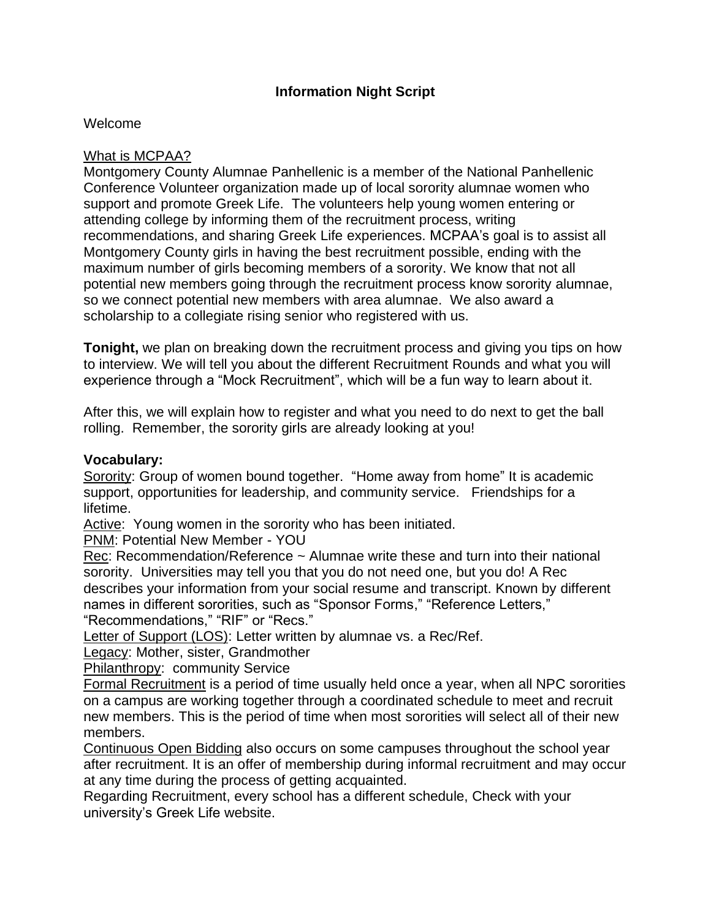# Information Night Script

Welcome

What is MCPAA?

Montgomery County Alumnae Panhellenic is a member of the National Panhellenic Conference Volunteer organization made up of local sorority alumnae women who support and promote Greek Life. The volunteers help young women entering or attending college by informing them of the recruitment process, writing recommendations, and sharing Greek Life experiences. MCPAA's goal is to assist all Montgomery County girls in having the best recruitment possible, ending with the maximum number of girls becoming members of a sorority. We know that not all potential new members going through the recruitment process know sorority alumnae, so we connect potential new members with area alumnae. We also award a scholarship to a collegiate rising senior who registered with us.

**Tonight,** we plan on breaking down the recruitment process and giving you tips on how to interview. We will tell you about the different Recruitment Rounds and what you will experience through a "Mock Recruitment", which will be a fun way to learn about it.

After this, we will explain how to register and what you need to do next to get the ball rolling. Remember, the sorority girls are already looking at you!

**Vocabulary:**

Sorority: Group of women bound together. "Home away from home" It is academic support, opportunities for leadership, and community service. Friendships for a lifetime.

Active: Young women in the sorority who has been initiated.

PNM: Potential New Member - YOU

Rec: Recommendation/Reference ~ Alumnae write these and turn into their national sorority. Universities may tell you that you do not need one, but you do! A Rec describes your information from your social resume and transcript. Known by different names in different sororities, such as "Sponsor Forms," "Reference Letters," "Recommendations," "RIF" or "Recs."

Letter of Support (LOS): Letter written by alumnae vs. a Rec/Ref.

Legacy: Mother, sister, Grandmother

Philanthropy: community Service

Formal Recruitment is a period of time usually held once a year, when all NPC sororities on a campus are working together through a coordinated schedule to meet and recruit new members. This is the period of time when most sororities will select all of their new members.

Continuous Open Bidding also occurs on some campuses throughout the school year after recruitment. It is an offer of membership during informal recruitment and may occur at any time during the process of getting acquainted.

Regarding Recruitment, every school has a different schedule, Check with your university's Greek Life website.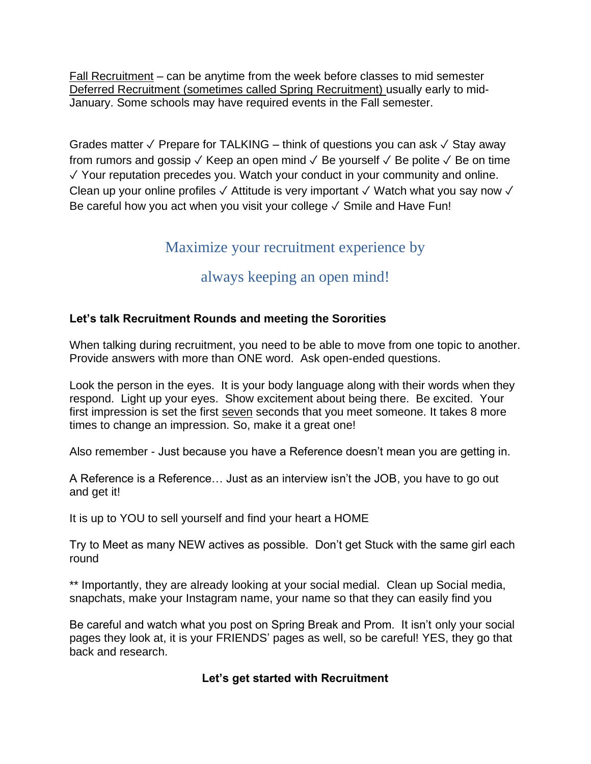<u>Fall Recruitment</u> – can be anytime from the week before classes to mid semester
<u>Deferred Recruitment (sometimes called Spring Recruitment)</u> usually early to mid-January. Some schools may have required events in the Fall semester.

Grades matter ✓ Prepare for TALKING – think of questions you can ask ✓ Stay away from rumors and gossip ✓ Keep an open mind ✓ Be yourself ✓ Be polite ✓ Be on time ✓ Your reputation precedes you. Watch your conduct in your community and online. Clean up your online profiles ✓ Attitude is very important ✓ Watch what you say now ✓ Be careful how you act when you visit your college ✓ Smile and Have Fun!

## Maximize your recruitment experience by always keeping an open mind!

**Let's talk Recruitment Rounds and meeting the Sororities**

When talking during recruitment, you need to be able to move from one topic to another. Provide answers with more than ONE word. Ask open-ended questions.

Look the person in the eyes. It is your body language along with their words when they respond. Light up your eyes. Show excitement about being there. Be excited. Your first impression is set the first <u>seven</u> seconds that you meet someone. It takes 8 more times to change an impression. So, make it a great one!

Also remember - Just because you have a Reference doesn't mean you are getting in.

A Reference is a Reference… Just as an interview isn't the JOB, you have to go out and get it!

It is up to YOU to sell yourself and find your heart a HOME

Try to Meet as many NEW actives as possible. Don't get Stuck with the same girl each round

** Importantly, they are already looking at your social medial. Clean up Social media, snapchats, make your Instagram name, your name so that they can easily find you

Be careful and watch what you post on Spring Break and Prom. It isn't only your social pages they look at, it is your FRIENDS' pages as well, so be careful! YES, they go that back and research.

**Let's get started with Recruitment**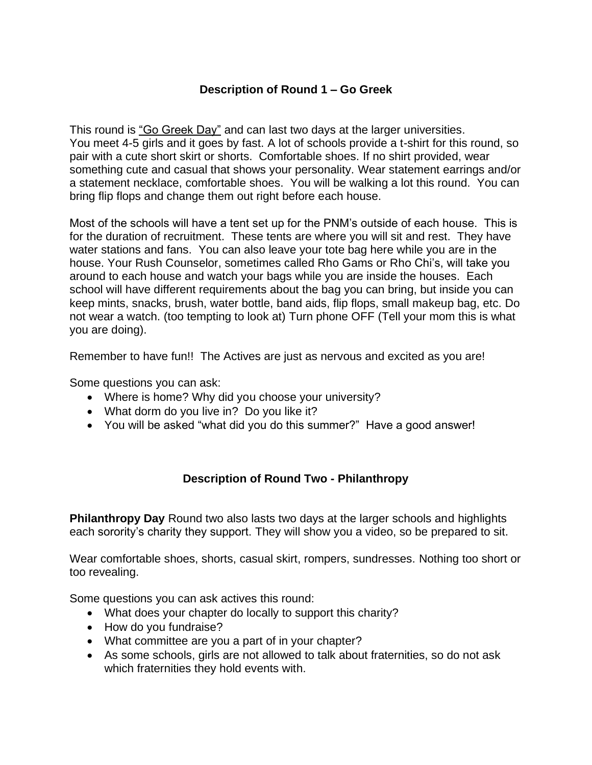## Description of Round 1 – Go Greek

This round is "Go Greek Day" and can last two days at the larger universities. You meet 4-5 girls and it goes by fast. A lot of schools provide a t-shirt for this round, so pair with a cute short skirt or shorts. Comfortable shoes. If no shirt provided, wear something cute and casual that shows your personality. Wear statement earrings and/or a statement necklace, comfortable shoes. You will be walking a lot this round. You can bring flip flops and change them out right before each house.

Most of the schools will have a tent set up for the PNM's outside of each house. This is for the duration of recruitment. These tents are where you will sit and rest. They have water stations and fans. You can also leave your tote bag here while you are in the house. Your Rush Counselor, sometimes called Rho Gams or Rho Chi's, will take you around to each house and watch your bags while you are inside the houses. Each school will have different requirements about the bag you can bring, but inside you can keep mints, snacks, brush, water bottle, band aids, flip flops, small makeup bag, etc. Do not wear a watch. (too tempting to look at) Turn phone OFF (Tell your mom this is what you are doing).

Remember to have fun!! The Actives are just as nervous and excited as you are!

Some questions you can ask:

- Where is home? Why did you choose your university?
- What dorm do you live in? Do you like it?
- You will be asked "what did you do this summer?" Have a good answer!

## Description of Round Two - Philanthropy

**Philanthropy Day** Round two also lasts two days at the larger schools and highlights each sorority's charity they support. They will show you a video, so be prepared to sit.

Wear comfortable shoes, shorts, casual skirt, rompers, sundresses. Nothing too short or too revealing.

Some questions you can ask actives this round:

- What does your chapter do locally to support this charity?
- How do you fundraise?
- What committee are you a part of in your chapter?
- As some schools, girls are not allowed to talk about fraternities, so do not ask which fraternities they hold events with.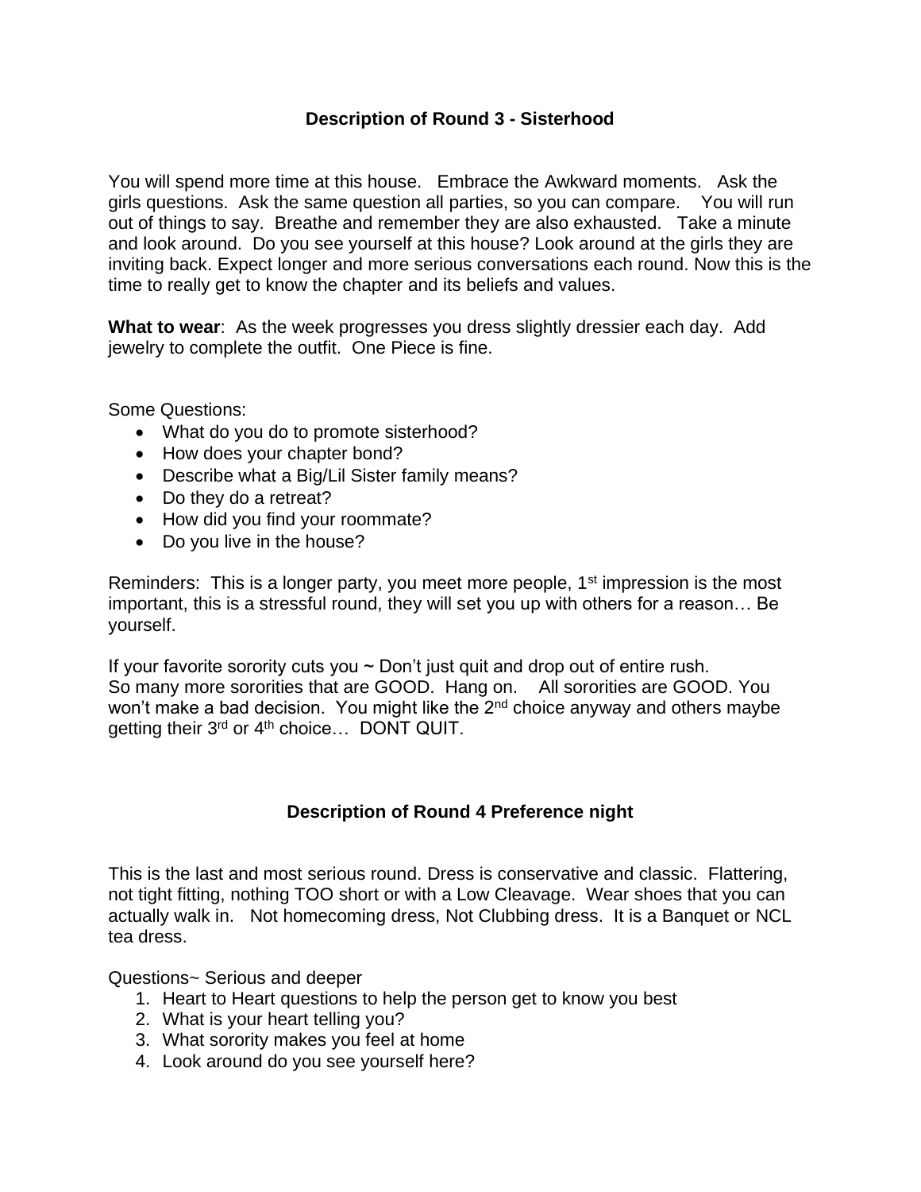## Description of Round 3 - Sisterhood

You will spend more time at this house. Embrace the Awkward moments. Ask the girls questions. Ask the same question all parties, so you can compare. You will run out of things to say. Breathe and remember they are also exhausted. Take a minute and look around. Do you see yourself at this house? Look around at the girls they are inviting back. Expect longer and more serious conversations each round. Now this is the time to really get to know the chapter and its beliefs and values.

**What to wear**: As the week progresses you dress slightly dressier each day. Add jewelry to complete the outfit. One Piece is fine.

Some Questions:

- What do you do to promote sisterhood?
- How does your chapter bond?
- Describe what a Big/Lil Sister family means?
- Do they do a retreat?
- How did you find your roommate?
- Do you live in the house?

Reminders: This is a longer party, you meet more people, 1st impression is the most important, this is a stressful round, they will set you up with others for a reason… Be yourself.

If your favorite sorority cuts you ~ Don't just quit and drop out of entire rush. So many more sororities that are GOOD. Hang on. All sororities are GOOD. You won't make a bad decision. You might like the 2nd choice anyway and others maybe getting their 3rd or 4th choice… DONT QUIT.

## Description of Round 4 Preference night

This is the last and most serious round. Dress is conservative and classic. Flattering, not tight fitting, nothing TOO short or with a Low Cleavage. Wear shoes that you can actually walk in. Not homecoming dress, Not Clubbing dress. It is a Banquet or NCL tea dress.

Questions~ Serious and deeper

1. Heart to Heart questions to help the person get to know you best
2. What is your heart telling you?
3. What sorority makes you feel at home
4. Look around do you see yourself here?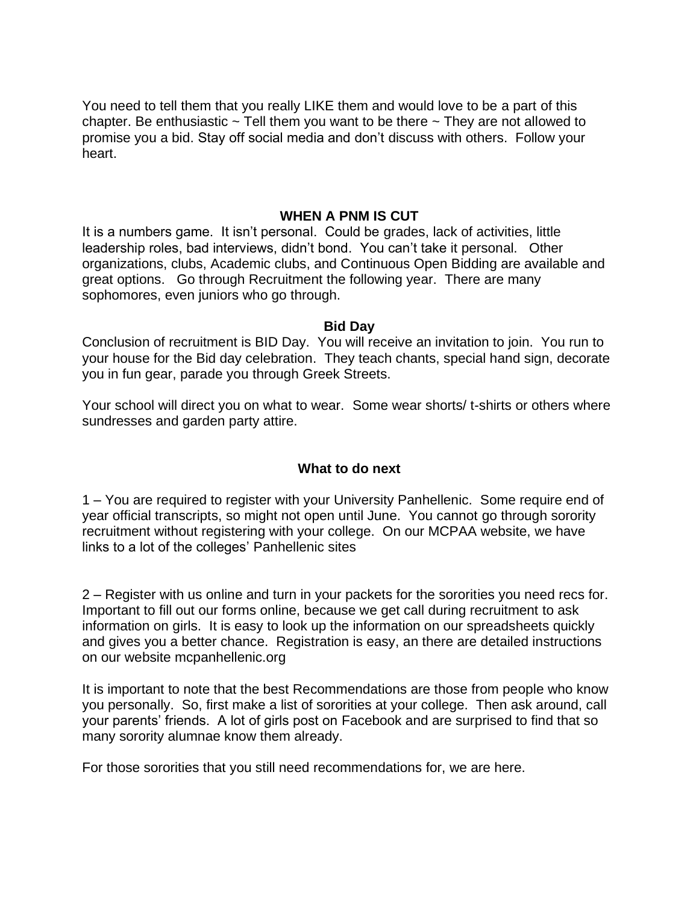You need to tell them that you really LIKE them and would love to be a part of this chapter. Be enthusiastic ~ Tell them you want to be there ~ They are not allowed to promise you a bid. Stay off social media and don't discuss with others. Follow your heart.

## WHEN A PNM IS CUT

It is a numbers game. It isn't personal. Could be grades, lack of activities, little leadership roles, bad interviews, didn't bond. You can't take it personal. Other organizations, clubs, Academic clubs, and Continuous Open Bidding are available and great options. Go through Recruitment the following year. There are many sophomores, even juniors who go through.

## Bid Day

Conclusion of recruitment is BID Day. You will receive an invitation to join. You run to your house for the Bid day celebration. They teach chants, special hand sign, decorate you in fun gear, parade you through Greek Streets.

Your school will direct you on what to wear. Some wear shorts/ t-shirts or others where sundresses and garden party attire.

## What to do next

1 – You are required to register with your University Panhellenic. Some require end of year official transcripts, so might not open until June. You cannot go through sorority recruitment without registering with your college. On our MCPAA website, we have links to a lot of the colleges' Panhellenic sites

2 – Register with us online and turn in your packets for the sororities you need recs for. Important to fill out our forms online, because we get call during recruitment to ask information on girls. It is easy to look up the information on our spreadsheets quickly and gives you a better chance. Registration is easy, an there are detailed instructions on our website mcpanhellenic.org

It is important to note that the best Recommendations are those from people who know you personally. So, first make a list of sororities at your college. Then ask around, call your parents' friends. A lot of girls post on Facebook and are surprised to find that so many sorority alumnae know them already.

For those sororities that you still need recommendations for, we are here.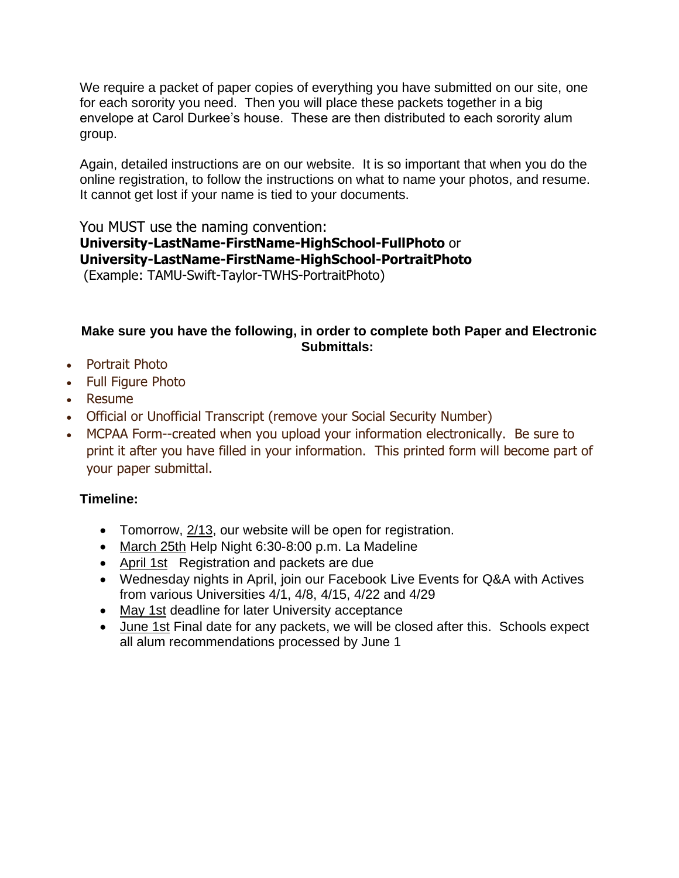We require a packet of paper copies of everything you have submitted on our site, one for each sorority you need. Then you will place these packets together in a big envelope at Carol Durkee's house. These are then distributed to each sorority alum group.

Again, detailed instructions are on our website. It is so important that when you do the online registration, to follow the instructions on what to name your photos, and resume. It cannot get lost if your name is tied to your documents.

You MUST use the naming convention:
**University-LastName-FirstName-HighSchool-FullPhoto** or
**University-LastName-FirstName-HighSchool-PortraitPhoto**
(Example: TAMU-Swift-Taylor-TWHS-PortraitPhoto)

**Make sure you have the following, in order to complete both Paper and Electronic Submittals:**

- Portrait Photo
- Full Figure Photo
- Resume
- Official or Unofficial Transcript (remove your Social Security Number)
- MCPAA Form--created when you upload your information electronically. Be sure to print it after you have filled in your information. This printed form will become part of your paper submittal.

**Timeline:**

- Tomorrow, 2/13, our website will be open for registration.
- March 25th Help Night 6:30-8:00 p.m. La Madeline
- April 1st Registration and packets are due
- Wednesday nights in April, join our Facebook Live Events for Q&A with Actives from various Universities 4/1, 4/8, 4/15, 4/22 and 4/29
- May 1st deadline for later University acceptance
- June 1st Final date for any packets, we will be closed after this. Schools expect all alum recommendations processed by June 1